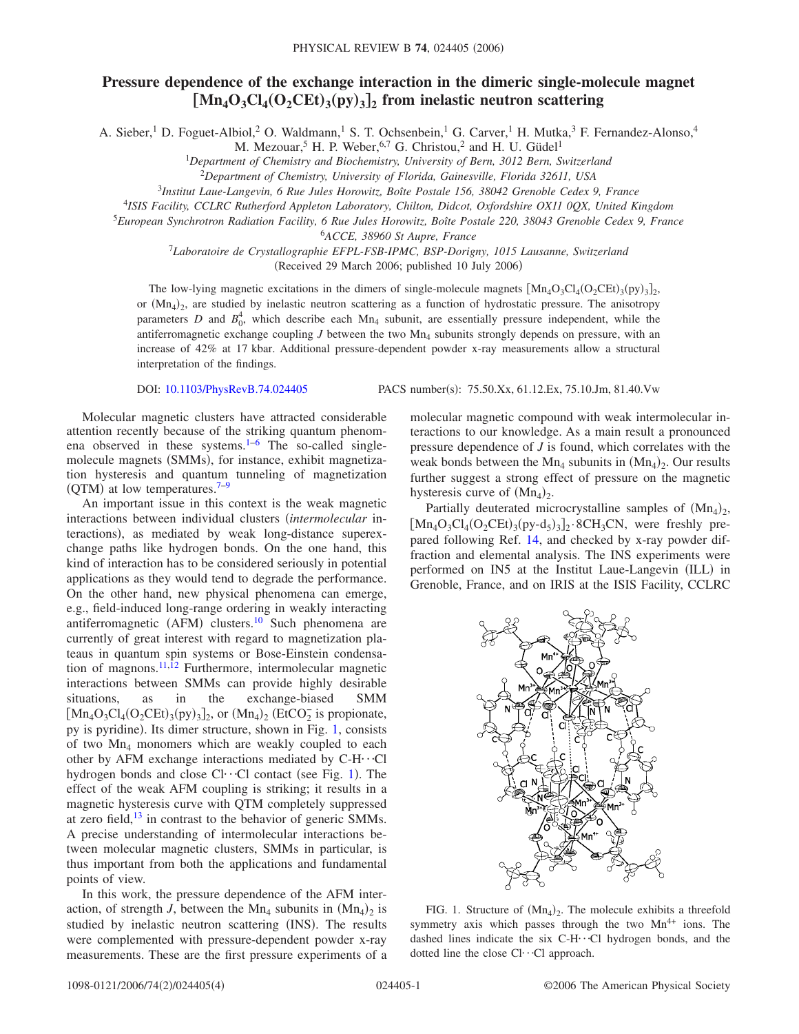# Pressure dependence of the exchange interaction in the dimeric single-molecule magnet $[Mn_4O_3Cl_4(O_2CEt)_3(py)_3]_2$ from inelastic neutron scattering

A. Sieber,[1] D. Foguet-Albiol,[2] O. Waldmann,[1] S. T. Ochsenbein,[1] G. Carver,[1] H. Mutka,[3] F. Fernandez-Alonso,[4] M. Mezouar,[5] H. P. Weber,[6,7] G. Christou,[2] and H. U. Güdel[1]

[1]*Department of Chemistry and Biochemistry, University of Bern, 3012 Bern, Switzerland*

[2]*Department of Chemistry, University of Florida, Gainesville, Florida 32611, USA*

[3]*Institut Laue-Langevin, 6 Rue Jules Horowitz, Boîte Postale 156, 38042 Grenoble Cedex 9, France*

[4]*ISIS Facility, CCLRC Rutherford Appleton Laboratory, Chilton, Didcot, Oxfordshire OX11 0QX, United Kingdom*

[5]*European Synchrotron Radiation Facility, 6 Rue Jules Horowitz, Boîte Postale 220, 38043 Grenoble Cedex 9, France*

[6]*ACCE, 38960 St Aupre, France*

[7]*Laboratoire de Crystallographie EFPL-FSB-IPMC, BSP-Dorigny, 1015 Lausanne, Switzerland*

(Received 29 March 2006; published 10 July 2006)

The low-lying magnetic excitations in the dimers of single-molecule magnets $[Mn_4O_3Cl_4(O_2CEt)_3(py)_3]_2$, or $(Mn_4)_2$, are studied by inelastic neutron scattering as a function of hydrostatic pressure. The anisotropy parameters $D$ and $B_0^4$, which describe each $Mn_4$ subunit, are essentially pressure independent, while the antiferromagnetic exchange coupling $J$ between the two $Mn_4$ subunits strongly depends on pressure, with an increase of 42% at 17 kbar. Additional pressure-dependent powder x-ray measurements allow a structural interpretation of the findings.

DOI: 10.1103/PhysRevB.74.024405 PACS number(s): 75.50.Xx, 61.12.Ex, 75.10.Jm, 81.40.Vw

Molecular magnetic clusters have attracted considerable attention recently because of the striking quantum phenomena observed in these systems.[1–6] The so-called single-molecule magnets (SMMs), for instance, exhibit magnetization hysteresis and quantum tunneling of magnetization (QTM) at low temperatures.[7–9]

An important issue in this context is the weak magnetic interactions between individual clusters (*intermolecular* interactions), as mediated by weak long-distance superexchange paths like hydrogen bonds. On the one hand, this kind of interaction has to be considered seriously in potential applications as they would tend to degrade the performance. On the other hand, new physical phenomena can emerge, e.g., field-induced long-range ordering in weakly interacting antiferromagnetic (AFM) clusters.[10] Such phenomena are currently of great interest with regard to magnetization plateaus in quantum spin systems or Bose-Einstein condensation of magnons.[11,12] Furthermore, intermolecular magnetic interactions between SMMs can provide highly desirable situations, as in the exchange-biased SMM $[Mn_4O_3Cl_4(O_2CEt)_3(py)_3]_2$, or $(Mn_4)_2$ ($EtCO_2^-$ is propionate, py is pyridine). Its dimer structure, shown in Fig. 1, consists of two $Mn_4$ monomers which are weakly coupled to each other by AFM exchange interactions mediated by C-H···Cl hydrogen bonds and close Cl···Cl contact (see Fig. 1). The effect of the weak AFM coupling is striking; it results in a magnetic hysteresis curve with QTM completely suppressed at zero field,[13] in contrast to the behavior of generic SMMs. A precise understanding of intermolecular interactions between molecular magnetic clusters, SMMs in particular, is thus important from both the applications and fundamental points of view.

In this work, the pressure dependence of the AFM interaction, of strength $J$, between the $Mn_4$ subunits in $(Mn_4)_2$ is studied by inelastic neutron scattering (INS). The results were complemented with pressure-dependent powder x-ray measurements. These are the first pressure experiments of a molecular magnetic compound with weak intermolecular interactions to our knowledge. As a main result a pronounced pressure dependence of $J$ is found, which correlates with the weak bonds between the $Mn_4$ subunits in $(Mn_4)_2$. Our results further suggest a strong effect of pressure on the magnetic hysteresis curve of $(Mn_4)_2$.

Partially deuterated microcrystalline samples of $(Mn_4)_2$, $[Mn_4O_3Cl_4(O_2CEt)_3(py\text{-}d_5)_3]_2 \cdot 8CH_3CN$, were freshly prepared following Ref. 14, and checked by x-ray powder diffraction and elemental analysis. The INS experiments were performed on IN5 at the Institut Laue-Langevin (ILL) in Grenoble, France, and on IRIS at the ISIS Facility, CCLRC

FIG. 1. Structure of $(Mn_4)_2$. The molecule exhibits a threefold symmetry axis which passes through the two $Mn^{4+}$ ions. The dashed lines indicate the six C-H···Cl hydrogen bonds, and the dotted line the close Cl···Cl approach.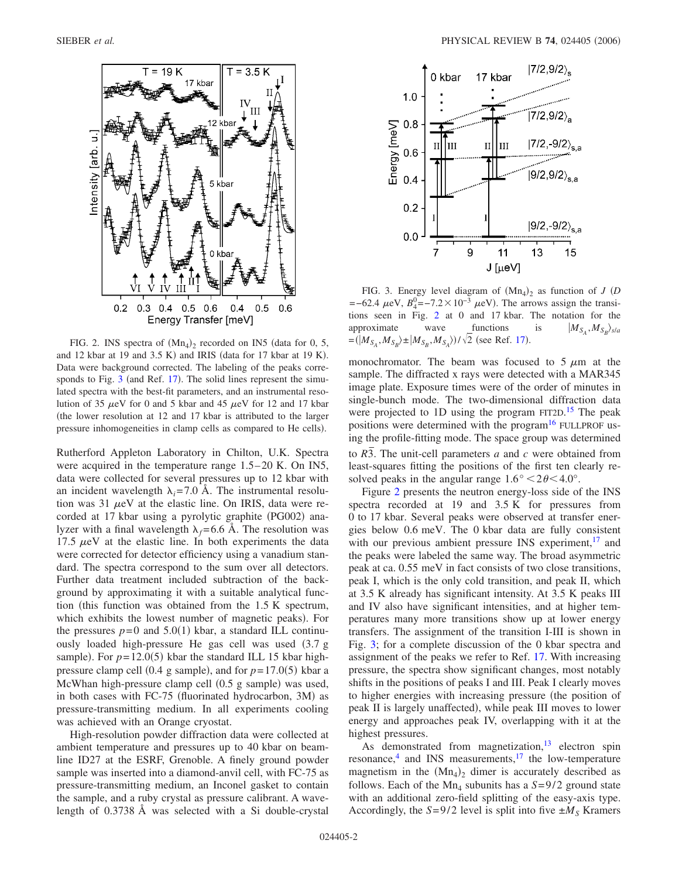FIG. 2. INS spectra of $(Mn_4)_2$ recorded on IN5 (data for 0, 5, and 12 kbar at 19 and 3.5 K) and IRIS (data for 17 kbar at 19 K). Data were background corrected. The labeling of the peaks corresponds to Fig. 3 (and Ref. 17). The solid lines represent the simulated spectra with the best-fit parameters, and an instrumental resolution of 35 $\mu$eV for 0 and 5 kbar and 45 $\mu$eV for 12 and 17 kbar (the lower resolution at 12 and 17 kbar is attributed to the larger pressure inhomogeneities in clamp cells as compared to He cells).

Rutherford Appleton Laboratory in Chilton, U.K. Spectra were acquired in the temperature range 1.5–20 K. On IN5, data were collected for several pressures up to 12 kbar with an incident wavelength $\lambda_i = 7.0$ Å. The instrumental resolution was 31 $\mu$eV at the elastic line. On IRIS, data were recorded at 17 kbar using a pyrolytic graphite (PG002) analyzer with a final wavelength $\lambda_f = 6.6$ Å. The resolution was 17.5 $\mu$eV at the elastic line. In both experiments the data were corrected for detector efficiency using a vanadium standard. The spectra correspond to the sum over all detectors. Further data treatment included subtraction of the background by approximating it with a suitable analytical function (this function was obtained from the 1.5 K spectrum, which exhibits the lowest number of magnetic peaks). For the pressures $p = 0$ and 5.0(1) kbar, a standard ILL continuously loaded high-pressure He gas cell was used (3.7 g sample). For $p = 12.0(5)$ kbar the standard ILL 15 kbar high-pressure clamp cell (0.4 g sample), and for $p = 17.0(5)$ kbar a McWhan high-pressure clamp cell (0.5 g sample) was used, in both cases with FC-75 (fluorinated hydrocarbon, 3M) as pressure-transmitting medium. In all experiments cooling was achieved with an Orange cryostat.

High-resolution powder diffraction data were collected at ambient temperature and pressures up to 40 kbar on beamline ID27 at the ESRF, Grenoble. A finely ground powder sample was inserted into a diamond-anvil cell, with FC-75 as pressure-transmitting medium, an Inconel gasket to contain the sample, and a ruby crystal as pressure calibrant. A wavelength of 0.3738 Å was selected with a Si double-crystal monochromator. The beam was focused to 5 $\mu$m at the sample. The diffracted x rays were detected with a MAR345 image plate. Exposure times were of the order of minutes in single-bunch mode. The two-dimensional diffraction data were projected to 1D using the program FIT2D.[15] The peak positions were determined with the program[16] FULLPROF using the profile-fitting mode. The space group was determined to $R\bar{3}$. The unit-cell parameters $a$ and $c$ were obtained from least-squares fitting the positions of the first ten clearly resolved peaks in the angular range $1.6° < 2\theta < 4.0°$.

FIG. 3. Energy level diagram of $(Mn_4)_2$ as function of $J$ ($D = -62.4$ $\mu$eV, $B_4^0 = -7.2 \times 10^{-3}$ $\mu$eV). The arrows assign the transitions seen in Fig. 2 at 0 and 17 kbar. The notation for the approximate wave functions is $|M_{S_A}, M_{S_B}\rangle_{s/a} = (|M_{S_A}, M_{S_B}\rangle \pm |M_{S_B}, M_{S_A}\rangle)/\sqrt{2}$ (see Ref. 17).

Figure 2 presents the neutron energy-loss side of the INS spectra recorded at 19 and 3.5 K for pressures from 0 to 17 kbar. Several peaks were observed at transfer energies below 0.6 meV. The 0 kbar data are fully consistent with our previous ambient pressure INS experiment,[17] and the peaks were labeled the same way. The broad asymmetric peak at ca. 0.55 meV in fact consists of two close transitions, peak I, which is the only cold transition, and peak II, which at 3.5 K already has significant intensity. At 3.5 K peaks III and IV also have significant intensities, and at higher temperatures many more transitions show up at lower energy transfers. The assignment of the transition I-III is shown in Fig. 3; for a complete discussion of the 0 kbar spectra and assignment of the peaks we refer to Ref. 17. With increasing pressure, the spectra show significant changes, most notably shifts in the positions of peaks I and III. Peak I clearly moves to higher energies with increasing pressure (the position of peak II is largely unaffected), while peak III moves to lower energy and approaches peak IV, overlapping with it at the highest pressures.

As demonstrated from magnetization,[13] electron spin resonance,[4] and INS measurements,[17] the low-temperature magnetism in the $(Mn_4)_2$ dimer is accurately described as follows. Each of the $Mn_4$ subunits has a $S = 9/2$ ground state with an additional zero-field splitting of the easy-axis type. Accordingly, the $S = 9/2$ level is split into five $\pm M_S$ Kramers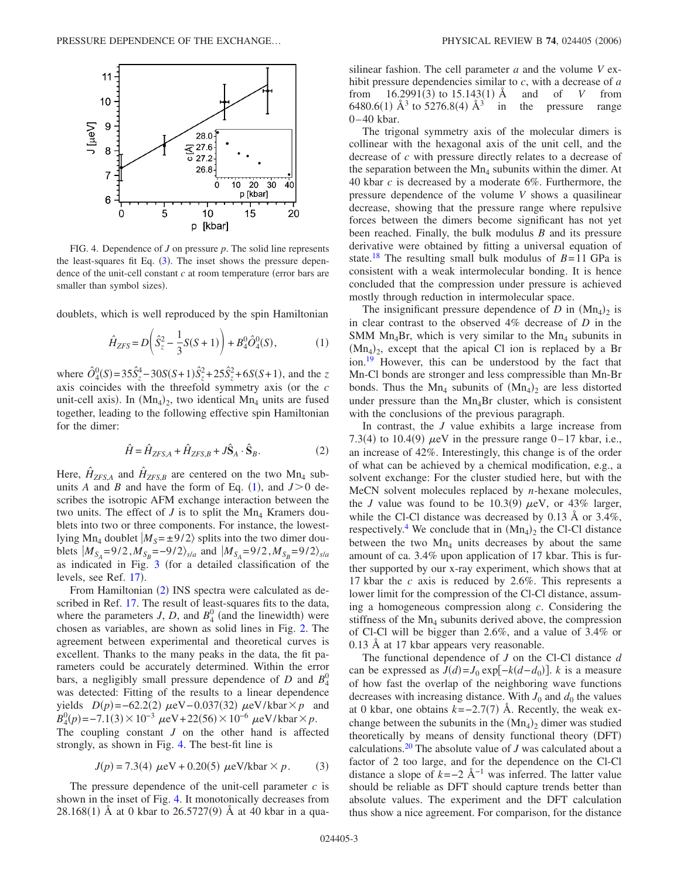FIG. 4. Dependence of $J$ on pressure $p$. The solid line represents the least-squares fit Eq. (3). The inset shows the pressure dependence of the unit-cell constant $c$ at room temperature (error bars are smaller than symbol sizes).

doublets, which is well reproduced by the spin Hamiltonian

$$\hat{H}_{ZFS} = D\left(\hat{S}_z^2 - \frac{1}{3}S(S+1)\right) + B_4^0\hat{O}_4^0(S), \tag{1}$$

where $\hat{O}_4^0(S) = 35\hat{S}_z^4 - 30S(S+1)\hat{S}_z^2 + 25\hat{S}_z^2 + 6S(S+1)$, and the $z$ axis coincides with the threefold symmetry axis (or the $c$ unit-cell axis). In $(Mn_4)_2$, two identical $Mn_4$ units are fused together, leading to the following effective spin Hamiltonian for the dimer:

$$\hat{H} = \hat{H}_{ZFS,A} + \hat{H}_{ZFS,B} + J\hat{\mathbf{S}}_A \cdot \hat{\mathbf{S}}_B. \tag{2}$$

Here, $\hat{H}_{ZFS,A}$ and $\hat{H}_{ZFS,B}$ are centered on the two $Mn_4$ subunits $A$ and $B$ and have the form of Eq. (1), and $J>0$ describes the isotropic AFM exchange interaction between the two units. The effect of $J$ is to split the $Mn_4$ Kramers doublets into two or three components. For instance, the lowest-lying $Mn_4$ doublet $|M_S = \pm 9/2\rangle$ splits into the two dimer doublets $|M_{S_A}=9/2, M_{S_B}=-9/2\rangle_{s/a}$ and $|M_{S_A}=9/2, M_{S_B}=9/2\rangle_{s/a}$ as indicated in Fig. 3 (for a detailed classification of the levels, see Ref. [17]).

From Hamiltonian (2) INS spectra were calculated as described in Ref. [17]. The result of least-squares fits to the data, where the parameters $J$, $D$, and $B_4^0$ (and the linewidth) were chosen as variables, are shown as solid lines in Fig. 2. The agreement between experimental and theoretical curves is excellent. Thanks to the many peaks in the data, the fit parameters could be accurately determined. Within the error bars, a negligibly small pressure dependence of $D$ and $B_4^0$ was detected: Fitting of the results to a linear dependence yields $D(p) = -62.2(2)\ \mu\text{eV} - 0.037(32)\ \mu\text{eV/kbar} \times p$ and $B_4^0(p) = -7.1(3)\times 10^{-3}\ \mu\text{eV} + 22(56)\times 10^{-6}\ \mu\text{eV/kbar} \times p$. The coupling constant $J$ on the other hand is affected strongly, as shown in Fig. 4. The best-fit line is

$$J(p) = 7.3(4)\ \mu\text{eV} + 0.20(5)\ \mu\text{eV/kbar} \times p. \tag{3}$$

The pressure dependence of the unit-cell parameter $c$ is shown in the inset of Fig. 4. It monotonically decreases from 28.168(1) Å at 0 kbar to 26.5727(9) Å at 40 kbar in a quasilinear fashion. The cell parameter $a$ and the volume $V$ exhibit pressure dependencies similar to $c$, with a decrease of $a$ from 16.2991(3) to 15.143(1) Å and of $V$ from 6480.6(1) $Å^3$ to 5276.8(4) $Å^3$ in the pressure range 0–40 kbar.

The trigonal symmetry axis of the molecular dimers is collinear with the hexagonal axis of the unit cell, and the decrease of $c$ with pressure directly relates to a decrease of the separation between the $Mn_4$ subunits within the dimer. At 40 kbar $c$ is decreased by a moderate 6%. Furthermore, the pressure dependence of the volume $V$ shows a quasilinear decrease, showing that the pressure range where repulsive forces between the dimers become significant has not yet been reached. Finally, the bulk modulus $B$ and its pressure derivative were obtained by fitting a universal equation of state.[18] The resulting small bulk modulus of $B=11$ GPa is consistent with a weak intermolecular bonding. It is hence concluded that the compression under pressure is achieved mostly through reduction in intermolecular space.

The insignificant pressure dependence of $D$ in $(Mn_4)_2$ is in clear contrast to the observed 4% decrease of $D$ in the SMM $Mn_4Br$, which is very similar to the $Mn_4$ subunits in $(Mn_4)_2$, except that the apical Cl ion is replaced by a Br ion.[19] However, this can be understood by the fact that Mn-Cl bonds are stronger and less compressible than Mn-Br bonds. Thus the $Mn_4$ subunits of $(Mn_4)_2$ are less distorted under pressure than the $Mn_4Br$ cluster, which is consistent with the conclusions of the previous paragraph.

In contrast, the $J$ value exhibits a large increase from 7.3(4) to 10.4(9) $\mu$eV in the pressure range 0–17 kbar, i.e., an increase of 42%. Interestingly, this change is of the order of what can be achieved by a chemical modification, e.g., a solvent exchange: For the cluster studied here, but with the MeCN solvent molecules replaced by $n$-hexane molecules, the $J$ value was found to be 10.3(9) $\mu$eV, or 43% larger, while the Cl-Cl distance was decreased by 0.13 Å or 3.4%, respectively.[4] We conclude that in $(Mn_4)_2$ the Cl-Cl distance between the two $Mn_4$ units decreases by about the same amount of ca. 3.4% upon application of 17 kbar. This is further supported by our x-ray experiment, which shows that at 17 kbar the $c$ axis is reduced by 2.6%. This represents a lower limit for the compression of the Cl-Cl distance, assuming a homogeneous compression along $c$. Considering the stiffness of the $Mn_4$ subunits derived above, the compression of Cl-Cl will be bigger than 2.6%, and a value of 3.4% or 0.13 Å at 17 kbar appears very reasonable.

The functional dependence of $J$ on the Cl-Cl distance $d$ can be expressed as $J(d) = J_0 \exp[-k(d-d_0)]$. $k$ is a measure of how fast the overlap of the neighboring wave functions decreases with increasing distance. With $J_0$ and $d_0$ the values at 0 kbar, one obtains $k=-2.7(7)$ Å. Recently, the weak exchange between the subunits in the $(Mn_4)_2$ dimer was studied theoretically by means of density functional theory (DFT) calculations.[20] The absolute value of $J$ was calculated about a factor of 2 too large, and for the dependence on the Cl-Cl distance a slope of $k=-2$ $Å^{-1}$ was inferred. The latter value should be reliable as DFT should capture trends better than absolute values. The experiment and the DFT calculation thus show a nice agreement. For comparison, for the distance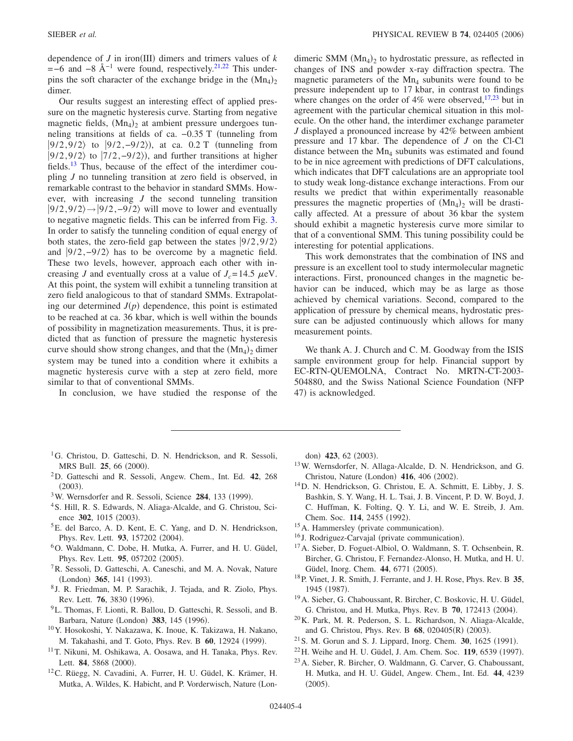dependence of $J$ in iron(III) dimers and trimers values of $k = -6$ and $-8$ Å$^{-1}$ were found, respectively.[21,22] This underpins the soft character of the exchange bridge in the $(Mn_4)_2$ dimer.

Our results suggest an interesting effect of applied pressure on the magnetic hysteresis curve. Starting from negative magnetic fields, $(Mn_4)_2$ at ambient pressure undergoes tunneling transitions at fields of ca. $-0.35$ T (tunneling from $|9/2,9/2\rangle$ to $|9/2,-9/2\rangle$), at ca. 0.2 T (tunneling from $|9/2,9/2\rangle$ to $|7/2,-9/2\rangle$), and further transitions at higher fields.[13] Thus, because of the effect of the interdimer coupling $J$ no tunneling transition at zero field is observed, in remarkable contrast to the behavior in standard SMMs. However, with increasing $J$ the second tunneling transition $|9/2,9/2\rangle \rightarrow |9/2,-9/2\rangle$ will move to lower and eventually to negative magnetic fields. This can be inferred from Fig. 3. In order to satisfy the tunneling condition of equal energy of both states, the zero-field gap between the states $|9/2,9/2\rangle$ and $|9/2,-9/2\rangle$ has to be overcome by a magnetic field. These two levels, however, approach each other with increasing $J$ and eventually cross at a value of $J_c = 14.5$ $\mu$eV. At this point, the system will exhibit a tunneling transition at zero field analogicous to that of standard SMMs. Extrapolating our determined $J(p)$ dependence, this point is estimated to be reached at ca. 36 kbar, which is well within the bounds of possibility in magnetization measurements. Thus, it is predicted that as function of pressure the magnetic hysteresis curve should show strong changes, and that the $(Mn_4)_2$ dimer system may be tuned into a condition where it exhibits a magnetic hysteresis curve with a step at zero field, more similar to that of conventional SMMs.

In conclusion, we have studied the response of the dimeric SMM $(Mn_4)_2$ to hydrostatic pressure, as reflected in changes of INS and powder x-ray diffraction spectra. The magnetic parameters of the $Mn_4$ subunits were found to be pressure independent up to 17 kbar, in contrast to findings where changes on the order of 4% were observed,[17,23] but in agreement with the particular chemical situation in this molecule. On the other hand, the interdimer exchange parameter $J$ displayed a pronounced increase by 42% between ambient pressure and 17 kbar. The dependence of $J$ on the Cl-Cl distance between the $Mn_4$ subunits was estimated and found to be in nice agreement with predictions of DFT calculations, which indicates that DFT calculations are an appropriate tool to study weak long-distance exchange interactions. From our results we predict that within experimentally reasonable pressures the magnetic properties of $(Mn_4)_2$ will be drastically affected. At a pressure of about 36 kbar the system should exhibit a magnetic hysteresis curve more similar to that of a conventional SMM. This tuning possibility could be interesting for potential applications.

This work demonstrates that the combination of INS and pressure is an excellent tool to study intermolecular magnetic interactions. First, pronounced changes in the magnetic behavior can be induced, which may be as large as those achieved by chemical variations. Second, compared to the application of pressure by chemical means, hydrostatic pressure can be adjusted continuously which allows for many measurement points.

We thank A. J. Church and C. M. Goodway from the ISIS sample environment group for help. Financial support by EC-RTN-QUEMOLNA, Contract No. MRTN-CT-2003-504880, and the Swiss National Science Foundation (NFP 47) is acknowledged.

---

[1] G. Christou, D. Gatteschi, D. N. Hendrickson, and R. Sessoli, MRS Bull. **25**, 66 (2000).

[2] D. Gatteschi and R. Sessoli, Angew. Chem., Int. Ed. **42**, 268 (2003).

[3] W. Wernsdorfer and R. Sessoli, Science **284**, 133 (1999).

[4] S. Hill, R. S. Edwards, N. Aliaga-Alcalde, and G. Christou, Science **302**, 1015 (2003).

[5] E. del Barco, A. D. Kent, E. C. Yang, and D. N. Hendrickson, Phys. Rev. Lett. **93**, 157202 (2004).

[6] O. Waldmann, C. Dobe, H. Mutka, A. Furrer, and H. U. Güdel, Phys. Rev. Lett. **95**, 057202 (2005).

[7] R. Sessoli, D. Gatteschi, A. Caneschi, and M. A. Novak, Nature (London) **365**, 141 (1993).

[8] J. R. Friedman, M. P. Sarachik, J. Tejada, and R. Ziolo, Phys. Rev. Lett. **76**, 3830 (1996).

[9] L. Thomas, F. Lionti, R. Ballou, D. Gatteschi, R. Sessoli, and B. Barbara, Nature (London) **383**, 145 (1996).

[10] Y. Hosokoshi, Y. Nakazawa, K. Inoue, K. Takizawa, H. Nakano, M. Takahashi, and T. Goto, Phys. Rev. B **60**, 12924 (1999).

[11] T. Nikuni, M. Oshikawa, A. Oosawa, and H. Tanaka, Phys. Rev. Lett. **84**, 5868 (2000).

[12] C. Rüegg, N. Cavadini, A. Furrer, H. U. Güdel, K. Krämer, H. Mutka, A. Wildes, K. Habicht, and P. Vorderwisch, Nature (London) **423**, 62 (2003).

[13] W. Wernsdorfer, N. Allaga-Alcalde, D. N. Hendrickson, and G. Christou, Nature (London) **416**, 406 (2002).

[14] D. N. Hendrickson, G. Christou, E. A. Schmitt, E. Libby, J. S. Bashkin, S. Y. Wang, H. L. Tsai, J. B. Vincent, P. D. W. Boyd, J. C. Huffman, K. Folting, Q. Y. Li, and W. E. Streib, J. Am. Chem. Soc. **114**, 2455 (1992).

[15] A. Hammersley (private communication).

[16] J. Rodriguez-Carvajal (private communication).

[17] A. Sieber, D. Foguet-Albiol, O. Waldmann, S. T. Ochsenbein, R. Bircher, G. Christou, F. Fernandez-Alonso, H. Mutka, and H. U. Güdel, Inorg. Chem. **44**, 6771 (2005).

[18] P. Vinet, J. R. Smith, J. Ferrante, and J. H. Rose, Phys. Rev. B **35**, 1945 (1987).

[19] A. Sieber, G. Chaboussant, R. Bircher, C. Boskovic, H. U. Güdel, G. Christou, and H. Mutka, Phys. Rev. B **70**, 172413 (2004).

[20] K. Park, M. R. Pederson, S. L. Richardson, N. Aliaga-Alcalde, and G. Christou, Phys. Rev. B **68**, 020405(R) (2003).

[21] S. M. Gorun and S. J. Lippard, Inorg. Chem. **30**, 1625 (1991).

[22] H. Weihe and H. U. Güdel, J. Am. Chem. Soc. **119**, 6539 (1997).

[23] A. Sieber, R. Bircher, O. Waldmann, G. Carver, G. Chaboussant, H. Mutka, and H. U. Güdel, Angew. Chem., Int. Ed. **44**, 4239 (2005).